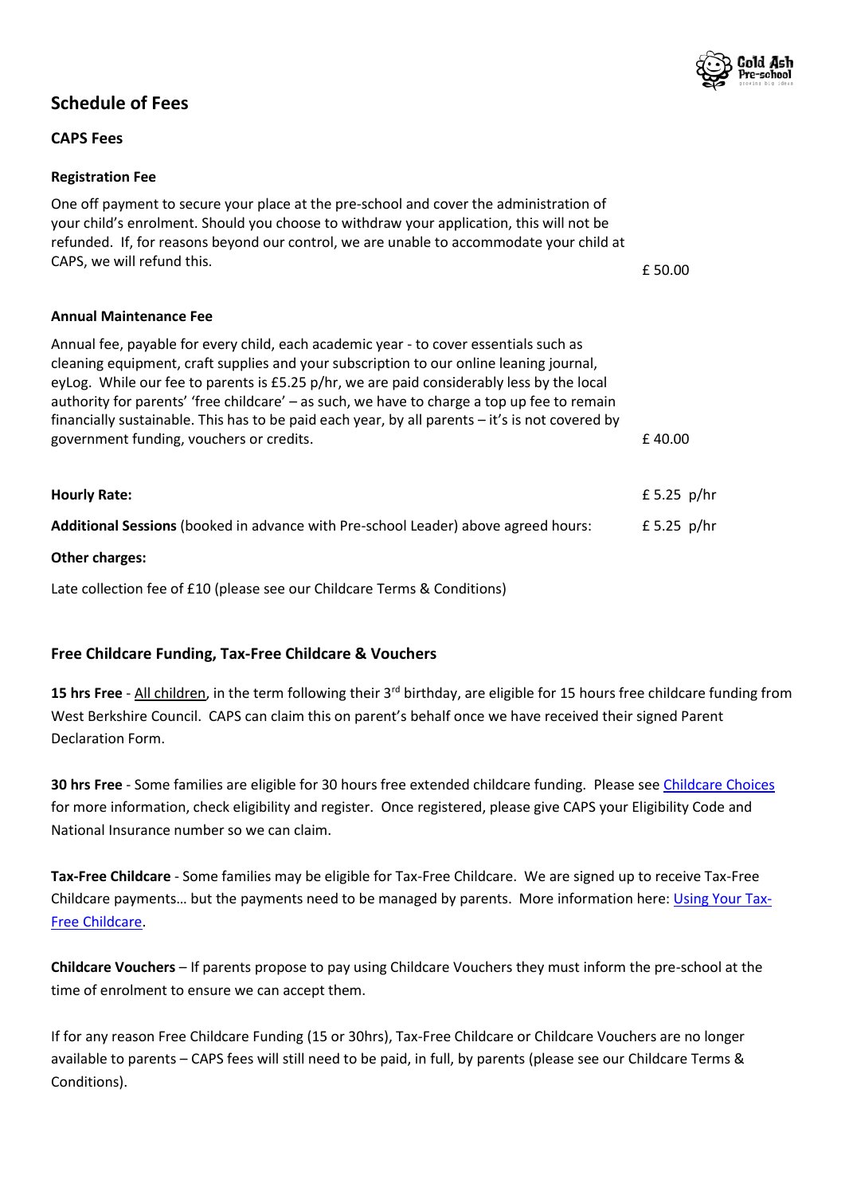## Schedule of Fees

### CAPS Fees

**Registration Fee**

One off payment to secure your place at the pre-school and cover the administration of your child's enrolment. Should you choose to withdraw your application, this will not be refunded. If, for reasons beyond our control, we are unable to accommodate your child at CAPS, we will refund this. £ 50.00

**Annual Maintenance Fee**

Annual fee, payable for every child, each academic year - to cover essentials such as cleaning equipment, craft supplies and your subscription to our online leaning journal, eyLog. While our fee to parents is £5.25 p/hr, we are paid considerably less by the local authority for parents' 'free childcare' – as such, we have to charge a top up fee to remain financially sustainable. This has to be paid each year, by all parents – it's is not covered by government funding, vouchers or credits. £ 40.00

**Hourly Rate:** £ 5.25 p/hr

**Additional Sessions** (booked in advance with Pre-school Leader) above agreed hours: £ 5.25 p/hr

**Other charges:**

Late collection fee of £10 (please see our Childcare Terms & Conditions)

### Free Childcare Funding, Tax-Free Childcare & Vouchers

**15 hrs Free** - All children, in the term following their 3rd birthday, are eligible for 15 hours free childcare funding from West Berkshire Council. CAPS can claim this on parent's behalf once we have received their signed Parent Declaration Form.

**30 hrs Free** - Some families are eligible for 30 hours free extended childcare funding. Please see Childcare Choices for more information, check eligibility and register. Once registered, please give CAPS your Eligibility Code and National Insurance number so we can claim.

**Tax-Free Childcare** - Some families may be eligible for Tax-Free Childcare. We are signed up to receive Tax-Free Childcare payments… but the payments need to be managed by parents. More information here: Using Your Tax-Free Childcare.

**Childcare Vouchers** – If parents propose to pay using Childcare Vouchers they must inform the pre-school at the time of enrolment to ensure we can accept them.

If for any reason Free Childcare Funding (15 or 30hrs), Tax-Free Childcare or Childcare Vouchers are no longer available to parents – CAPS fees will still need to be paid, in full, by parents (please see our Childcare Terms & Conditions).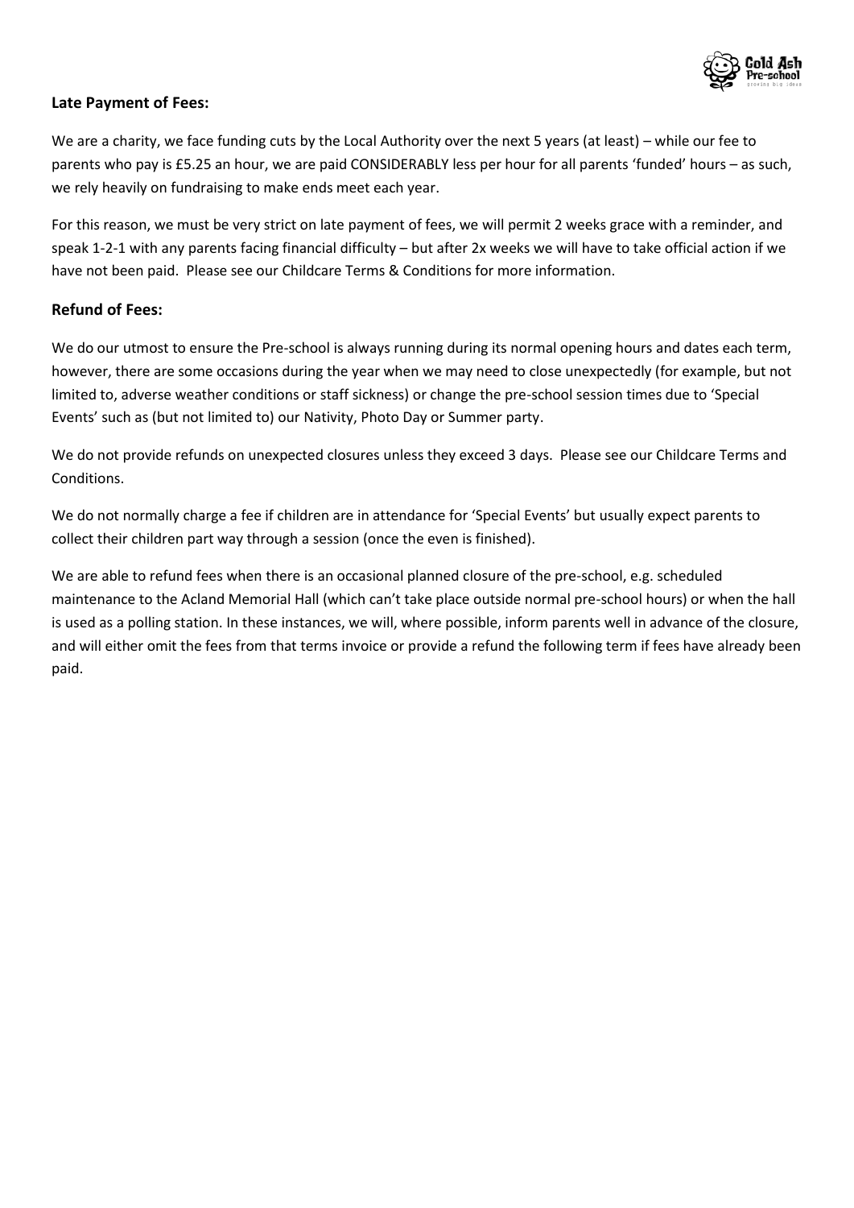### Late Payment of Fees:

We are a charity, we face funding cuts by the Local Authority over the next 5 years (at least) – while our fee to parents who pay is £5.25 an hour, we are paid CONSIDERABLY less per hour for all parents 'funded' hours – as such, we rely heavily on fundraising to make ends meet each year.

For this reason, we must be very strict on late payment of fees, we will permit 2 weeks grace with a reminder, and speak 1-2-1 with any parents facing financial difficulty – but after 2x weeks we will have to take official action if we have not been paid. Please see our Childcare Terms & Conditions for more information.

### Refund of Fees:

We do our utmost to ensure the Pre-school is always running during its normal opening hours and dates each term, however, there are some occasions during the year when we may need to close unexpectedly (for example, but not limited to, adverse weather conditions or staff sickness) or change the pre-school session times due to 'Special Events' such as (but not limited to) our Nativity, Photo Day or Summer party.

We do not provide refunds on unexpected closures unless they exceed 3 days. Please see our Childcare Terms and Conditions.

We do not normally charge a fee if children are in attendance for 'Special Events' but usually expect parents to collect their children part way through a session (once the even is finished).

We are able to refund fees when there is an occasional planned closure of the pre-school, e.g. scheduled maintenance to the Acland Memorial Hall (which can't take place outside normal pre-school hours) or when the hall is used as a polling station. In these instances, we will, where possible, inform parents well in advance of the closure, and will either omit the fees from that terms invoice or provide a refund the following term if fees have already been paid.